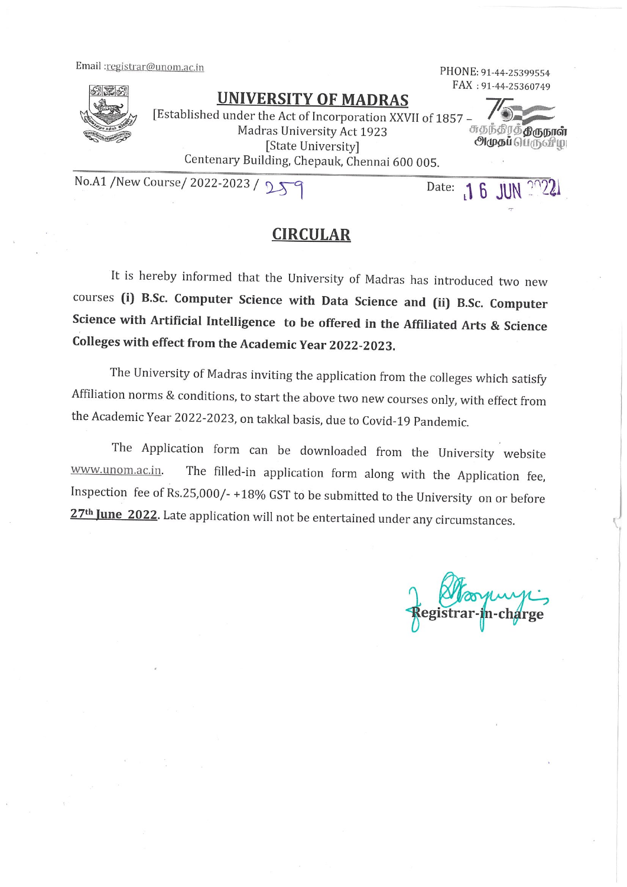Email :registrar@unom.ac.in

PHONE: 91-44-25399554
FAX : 91-44-25360749

# UNIVERSITY OF MADRAS

[Established under the Act of Incorporation XXVII of 1857 –
Madras University Act 1923
[State University]
Centenary Building, Chepauk, Chennai 600 005.

சுதந்திரத் திருநாள் அமுதப் பெருவிழா

No.A1 /New Course/ 2022-2023 / 259

Date: 16 JUN 2022

## CIRCULAR

It is hereby informed that the University of Madras has introduced two new courses **(i) B.Sc. Computer Science with Data Science and (ii) B.Sc. Computer Science with Artificial Intelligence to be offered in the Affiliated Arts & Science Colleges with effect from the Academic Year 2022-2023.**

The University of Madras inviting the application from the colleges which satisfy Affiliation norms & conditions, to start the above two new courses only, with effect from the Academic Year 2022-2023, on takkal basis, due to Covid-19 Pandemic.

The Application form can be downloaded from the University website www.unom.ac.in. The filled-in application form along with the Application fee, Inspection fee of Rs.25,000/- +18% GST to be submitted to the University on or before **27th June 2022**. Late application will not be entertained under any circumstances.

Registrar-in-charge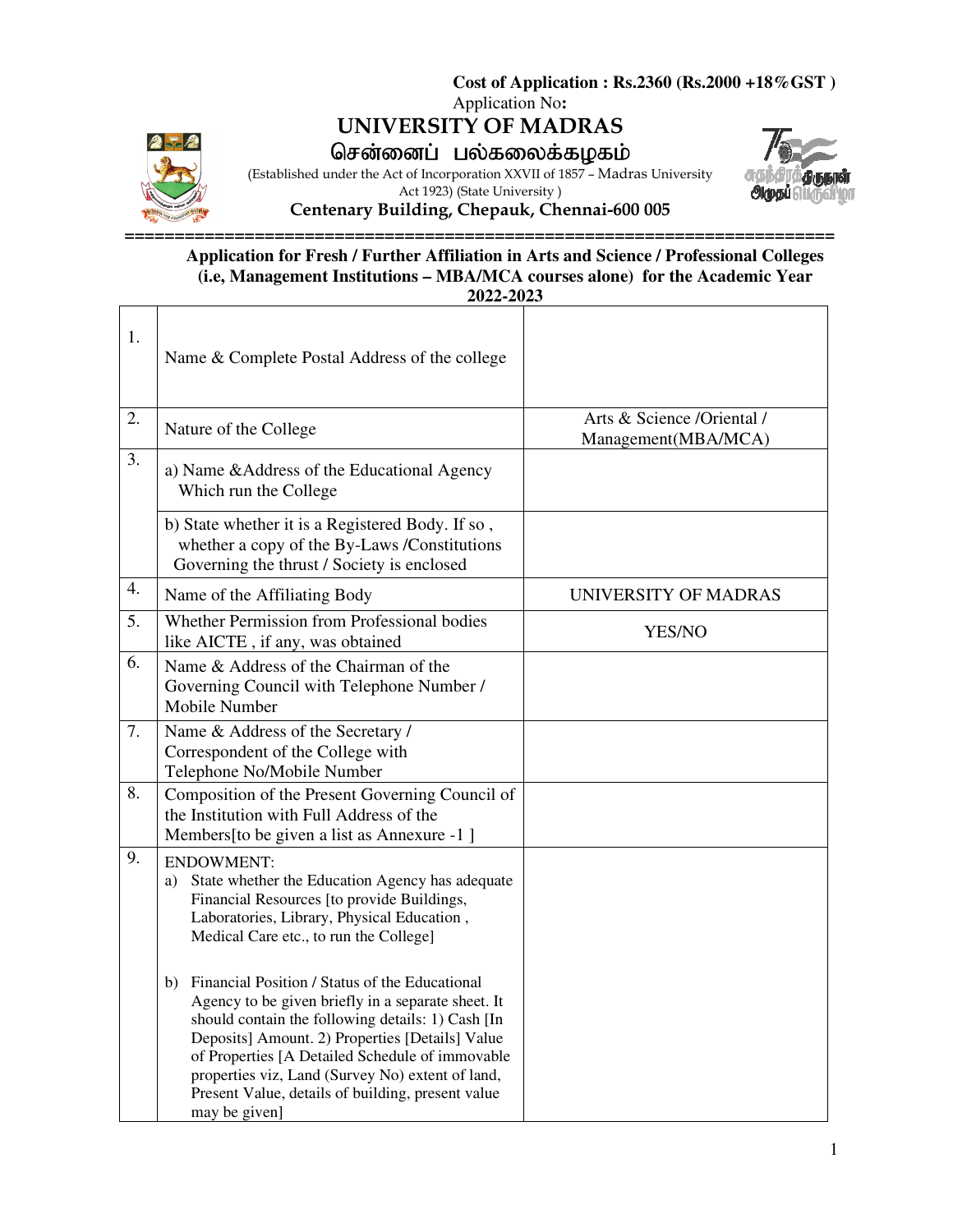**Cost of Application : Rs.2360 (Rs.2000 +18%GST )**

Application No**:**

# UNIVERSITY OF MADRAS

## சென்னைப் பல்கலைக்கழகம்

(Established under the Act of Incorporation XXVII of 1857 – Madras University Act 1923) (State University )

**Centenary Building, Chepauk, Chennai-600 005**

===================================================================

**Application for Fresh / Further Affiliation in Arts and Science / Professional Colleges (i.e, Management Institutions – MBA/MCA courses alone) for the Academic Year 2022-2023**

| | | |
|---|---|---|
| 1. | Name & Complete Postal Address of the college | |
| 2. | Nature of the College | Arts & Science /Oriental / Management(MBA/MCA) |
| 3. | a) Name &Address of the Educational Agency Which run the College | |
| | b) State whether it is a Registered Body. If so , whether a copy of the By-Laws /Constitutions Governing the thrust / Society is enclosed | |
| 4. | Name of the Affiliating Body | UNIVERSITY OF MADRAS |
| 5. | Whether Permission from Professional bodies like AICTE , if any, was obtained | YES/NO |
| 6. | Name & Address of the Chairman of the Governing Council with Telephone Number / Mobile Number | |
| 7. | Name & Address of the Secretary / Correspondent of the College with Telephone No/Mobile Number | |
| 8. | Composition of the Present Governing Council of the Institution with Full Address of the Members[to be given a list as Annexure -1 ] | |
| 9. | ENDOWMENT:<br>a) State whether the Education Agency has adequate Financial Resources [to provide Buildings, Laboratories, Library, Physical Education , Medical Care etc., to run the College]<br><br>b) Financial Position / Status of the Educational Agency to be given briefly in a separate sheet. It should contain the following details: 1) Cash [In Deposits] Amount. 2) Properties [Details] Value of Properties [A Detailed Schedule of immovable properties viz, Land (Survey No) extent of land, Present Value, details of building, present value may be given] | |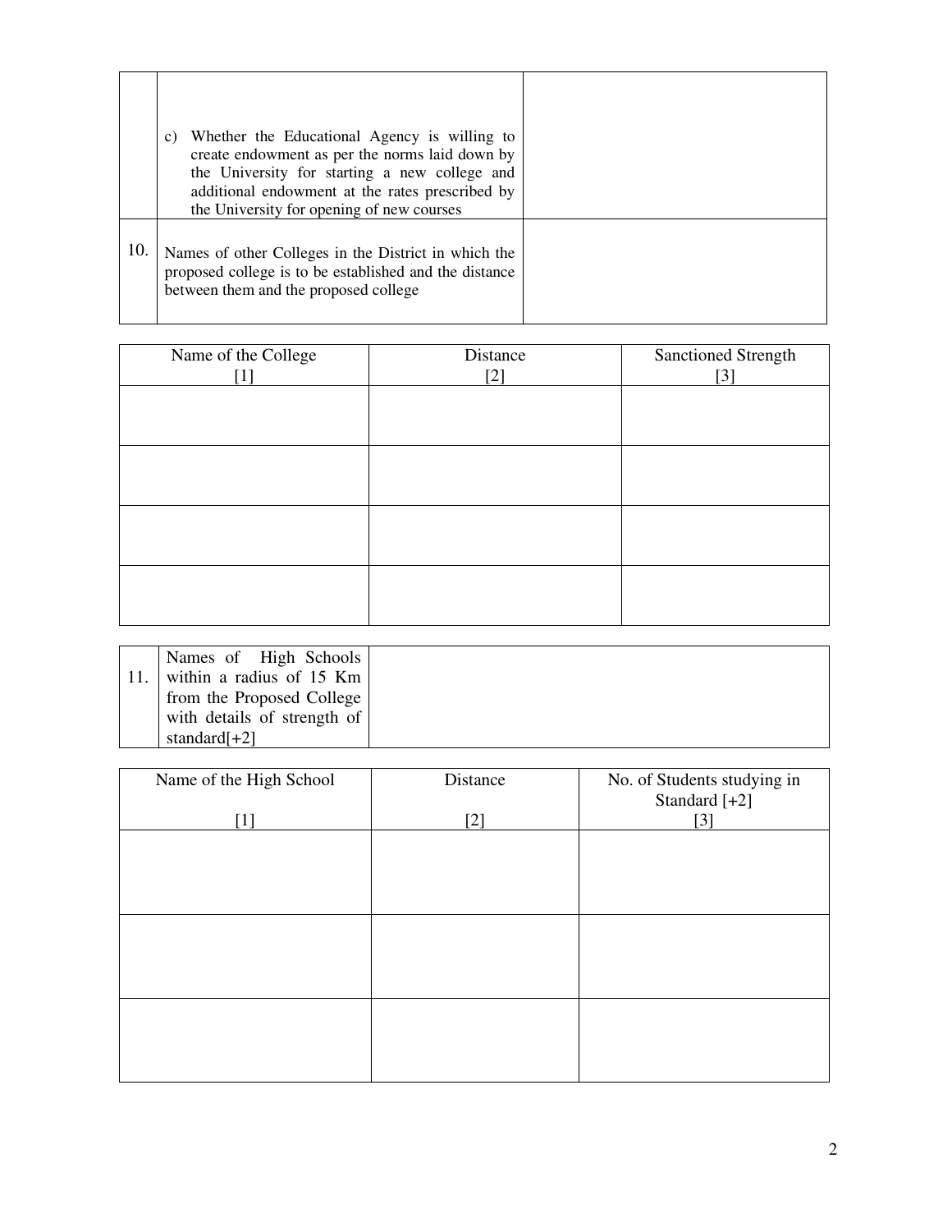|  |  |  |
|---|---|---|
|  | c) Whether the Educational Agency is willing to create endowment as per the norms laid down by the University for starting a new college and additional endowment at the rates prescribed by the University for opening of new courses |  |
| 10. | Names of other Colleges in the District in which the proposed college is to be established and the distance between them and the proposed college |  |

| Name of the College [1] | Distance [2] | Sanctioned Strength [3] |
|---|---|---|
|  |  |  |
|  |  |  |
|  |  |  |
|  |  |  |

|  |  |  |
|---|---|---|
| 11. | Names of High Schools within a radius of 15 Km from the Proposed College with details of strength of standard[+2] |  |

| Name of the High School [1] | Distance [2] | No. of Students studying in Standard [+2] [3] |
|---|---|---|
|  |  |  |
|  |  |  |
|  |  |  |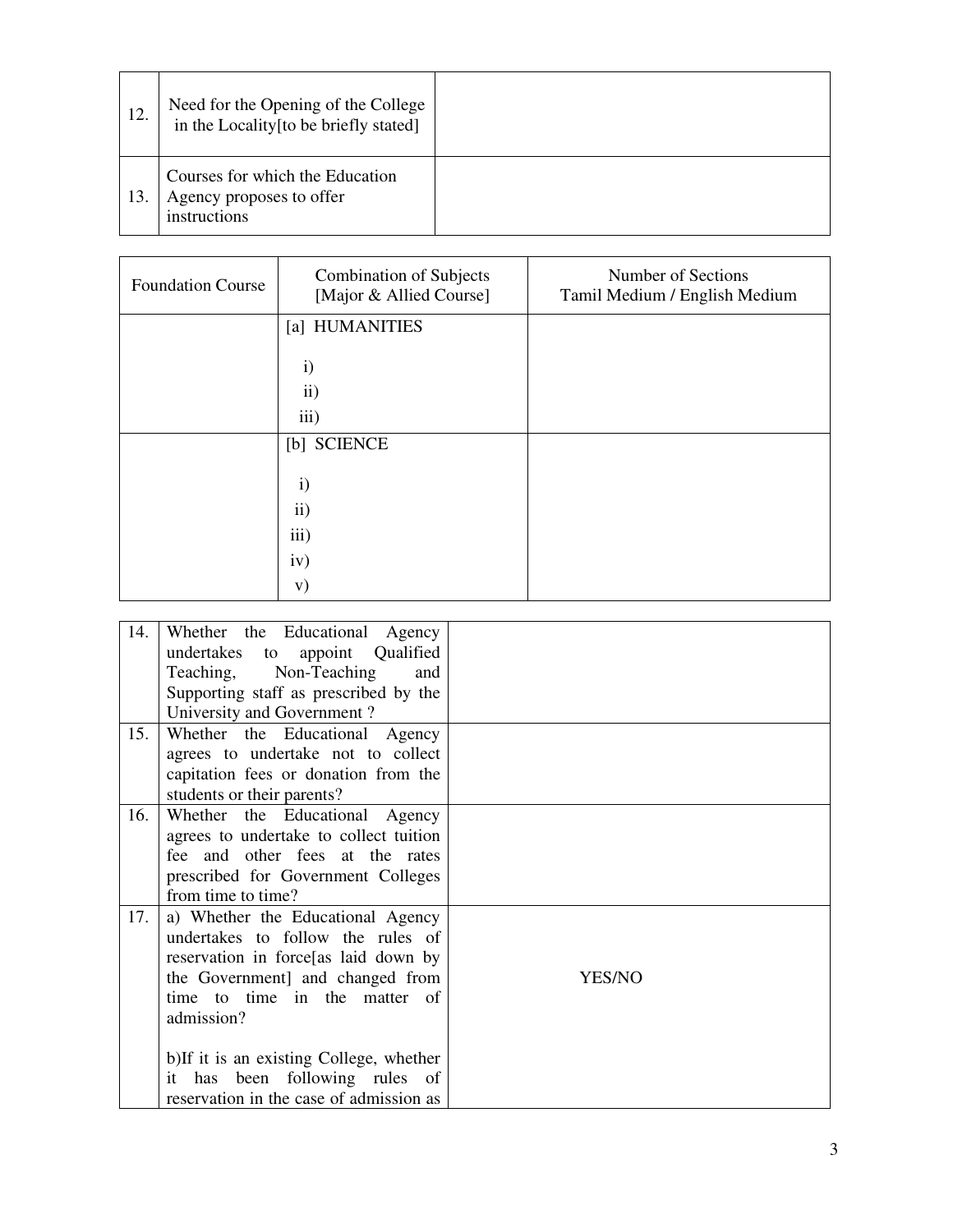| | | |
|---|---|---|
| 12. | Need for the Opening of the College in the Locality[to be briefly stated] | |
| 13. | Courses for which the Education Agency proposes to offer instructions | |

| Foundation Course | Combination of Subjects [Major & Allied Course] | Number of Sections Tamil Medium / English Medium |
|---|---|---|
| | [a] HUMANITIES<br><br>i)<br>ii)<br>iii) | |
| | [b] SCIENCE<br><br>i)<br>ii)<br>iii)<br>iv)<br>v) | |

| | | |
|---|---|---|
| 14. | Whether the Educational Agency undertakes to appoint Qualified Teaching, Non-Teaching and Supporting staff as prescribed by the University and Government ? | |
| 15. | Whether the Educational Agency agrees to undertake not to collect capitation fees or donation from the students or their parents? | |
| 16. | Whether the Educational Agency agrees to undertake to collect tuition fee and other fees at the rates prescribed for Government Colleges from time to time? | |
| 17. | a) Whether the Educational Agency undertakes to follow the rules of reservation in force[as laid down by the Government] and changed from time to time in the matter of admission?<br><br>b)If it is an existing College, whether it has been following rules of reservation in the case of admission as | YES/NO |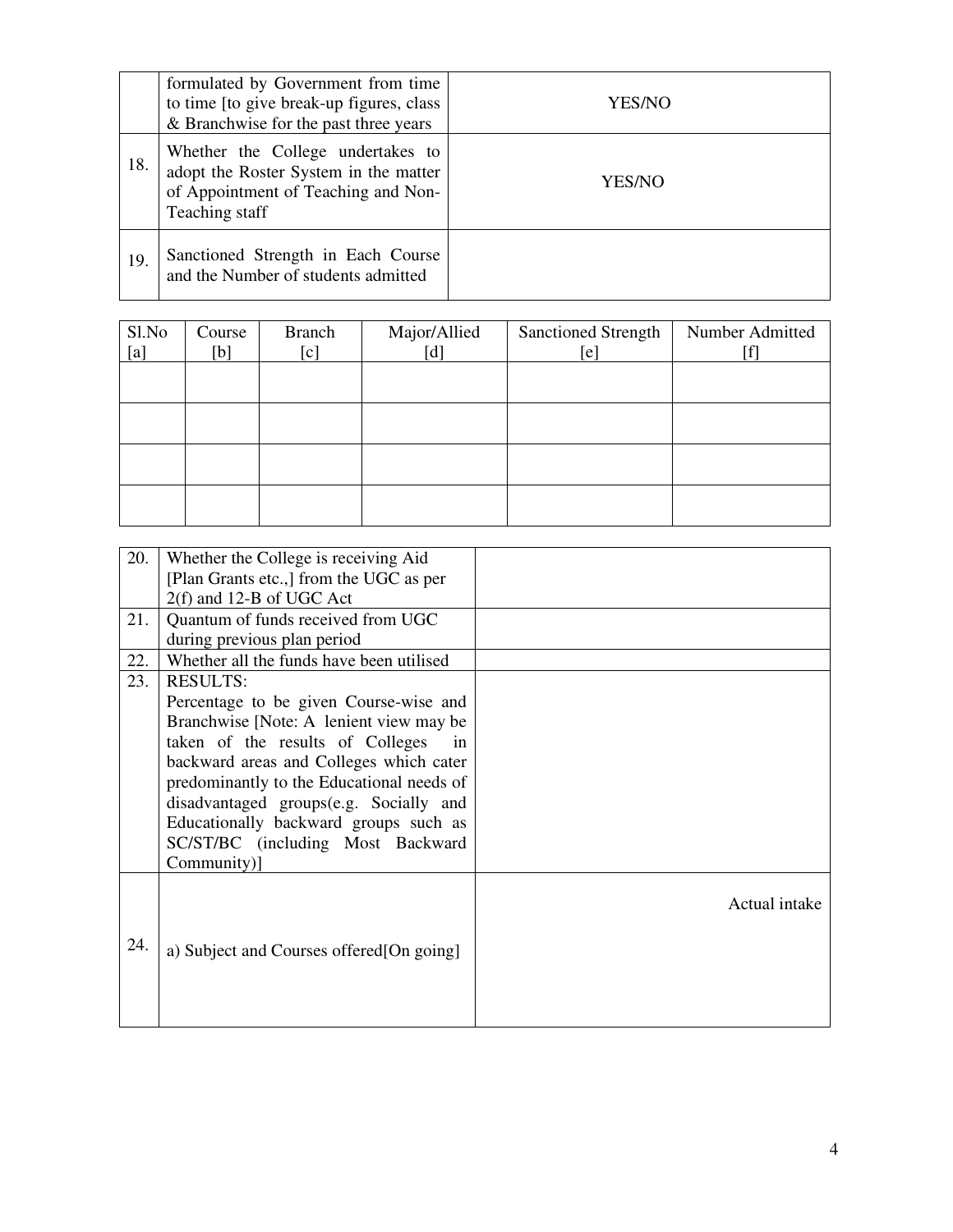|  |  |  |
|---|---|---|
|  | formulated by Government from time to time [to give break-up figures, class & Branchwise for the past three years | YES/NO |
| 18. | Whether the College undertakes to adopt the Roster System in the matter of Appointment of Teaching and Non-Teaching staff | YES/NO |
| 19. | Sanctioned Strength in Each Course and the Number of students admitted |  |

| Sl.No [a] | Course [b] | Branch [c] | Major/Allied [d] | Sanctioned Strength [e] | Number Admitted [f] |
|---|---|---|---|---|---|
|  |  |  |  |  |  |
|  |  |  |  |  |  |
|  |  |  |  |  |  |
|  |  |  |  |  |  |

|  |  |  |
|---|---|---|
| 20. | Whether the College is receiving Aid [Plan Grants etc.,] from the UGC as per 2(f) and 12-B of UGC Act |  |
| 21. | Quantum of funds received from UGC during previous plan period |  |
| 22. | Whether all the funds have been utilised |  |
| 23. | RESULTS: Percentage to be given Course-wise and Branchwise [Note: A lenient view may be taken of the results of Colleges in backward areas and Colleges which cater predominantly to the Educational needs of disadvantaged groups(e.g. Socially and Educationally backward groups such as SC/ST/BC (including Most Backward Community)] |  |
| 24. | a) Subject and Courses offered[On going] | Actual intake |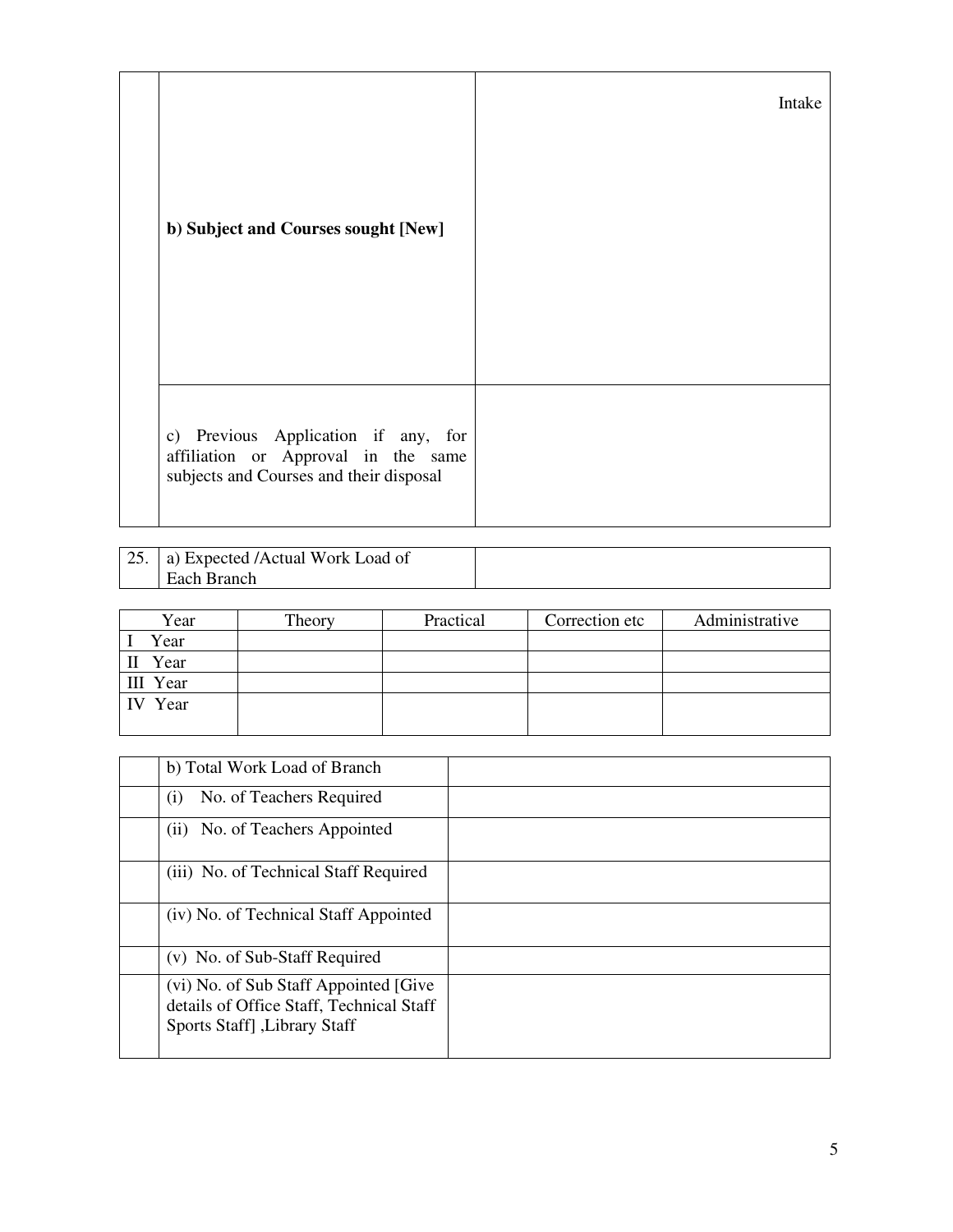| | | |
|---|---|---|
| | **b) Subject and Courses sought [New]** | Intake |
| | c) Previous Application if any, for affiliation or Approval in the same subjects and Courses and their disposal | |

| | | |
|---|---|---|
| 25. | a) Expected /Actual Work Load of Each Branch | |

| Year | Theory | Practical | Correction etc | Administrative |
|---|---|---|---|---|
| I Year | | | | |
| II Year | | | | |
| III Year | | | | |
| IV Year | | | | |

| | | |
|---|---|---|
| | b) Total Work Load of Branch | |
| | (i) No. of Teachers Required | |
| | (ii) No. of Teachers Appointed | |
| | (iii) No. of Technical Staff Required | |
| | (iv) No. of Technical Staff Appointed | |
| | (v) No. of Sub-Staff Required | |
| | (vi) No. of Sub Staff Appointed [Give details of Office Staff, Technical Staff Sports Staff] ,Library Staff | |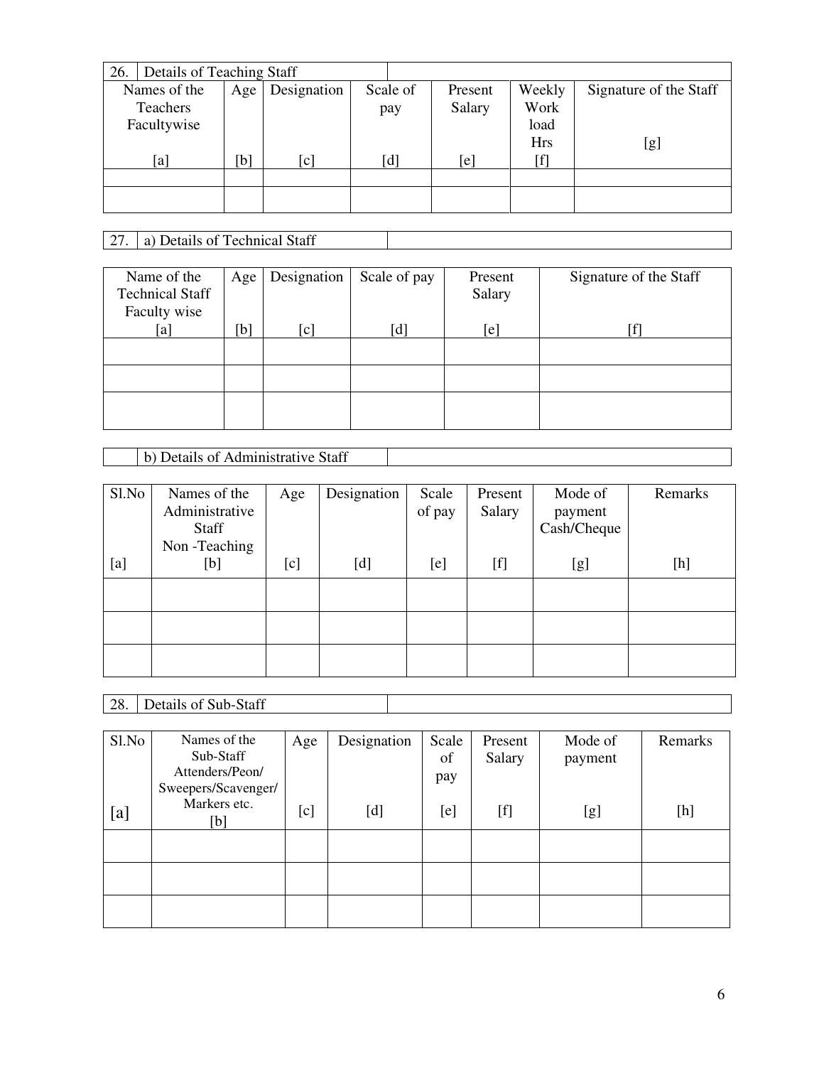| 26. | Details of Teaching Staff |
|---|---|

| Names of the Teachers Facultywise [a] | Age [b] | Designation [c] | Scale of pay [d] | Present Salary [e] | Weekly Work load Hrs [f] | Signature of the Staff [g] |
|---|---|---|---|---|---|---|
| | | | | | | |
| | | | | | | |

| 27. | a) Details of Technical Staff |
|---|---|

| Name of the Technical Staff Faculty wise [a] | Age [b] | Designation [c] | Scale of pay [d] | Present Salary [e] | Signature of the Staff [f] |
|---|---|---|---|---|---|
| | | | | | |
| | | | | | |
| | | | | | |

| | b) Details of Administrative Staff |
|---|---|

| Sl.No [a] | Names of the Administrative Staff Non -Teaching [b] | Age [c] | Designation [d] | Scale of pay [e] | Present Salary [f] | Mode of payment Cash/Cheque [g] | Remarks [h] |
|---|---|---|---|---|---|---|---|
| | | | | | | | |
| | | | | | | | |
| | | | | | | | |

| 28. | Details of Sub-Staff |
|---|---|

| Sl.No [a] | Names of the Sub-Staff Attenders/Peon/ Sweepers/Scavenger/ Markers etc. [b] | Age [c] | Designation [d] | Scale of pay [e] | Present Salary [f] | Mode of payment [g] | Remarks [h] |
|---|---|---|---|---|---|---|---|
| | | | | | | | |
| | | | | | | | |
| | | | | | | | |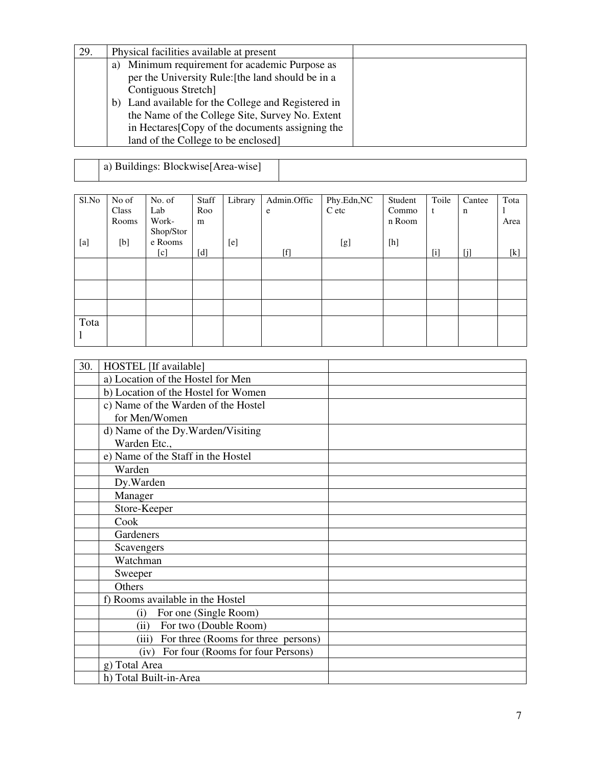| 29. | Physical facilities available at present | |
|---|---|---|
| | a) Minimum requirement for academic Purpose as per the University Rule:[the land should be in a Contiguous Stretch]<br>b) Land available for the College and Registered in the Name of the College Site, Survey No. Extent in Hectares[Copy of the documents assigning the land of the College to be enclosed] | |

| | a) Buildings: Blockwise[Area-wise] | |
|---|---|---|

| Sl.No [a] | No of Class Rooms [b] | No. of Lab Work-Shop/Store Rooms [c] | Staff Room [d] | Library [e] | Admin.Office [f] | Phy.Edn,NCC etc [g] | Student Common Room [h] | Toilet [i] | Canteen [j] | Total Area [k] |
|---|---|---|---|---|---|---|---|---|---|---|
| | | | | | | | | | | |
| | | | | | | | | | | |
| | | | | | | | | | | |
| Total | | | | | | | | | | |

| 30. | HOSTEL [If available] | |
|---|---|---|
| | a) Location of the Hostel for Men | |
| | b) Location of the Hostel for Women | |
| | c) Name of the Warden of the Hostel for Men/Women | |
| | d) Name of the Dy.Warden/Visiting Warden Etc., | |
| | e) Name of the Staff in the Hostel | |
| | Warden | |
| | Dy.Warden | |
| | Manager | |
| | Store-Keeper | |
| | Cook | |
| | Gardeners | |
| | Scavengers | |
| | Watchman | |
| | Sweeper | |
| | Others | |
| | f) Rooms available in the Hostel | |
| | (i) For one (Single Room) | |
| | (ii) For two (Double Room) | |
| | (iii) For three (Rooms for three persons) | |
| | (iv) For four (Rooms for four Persons) | |
| | g) Total Area | |
| | h) Total Built-in-Area | |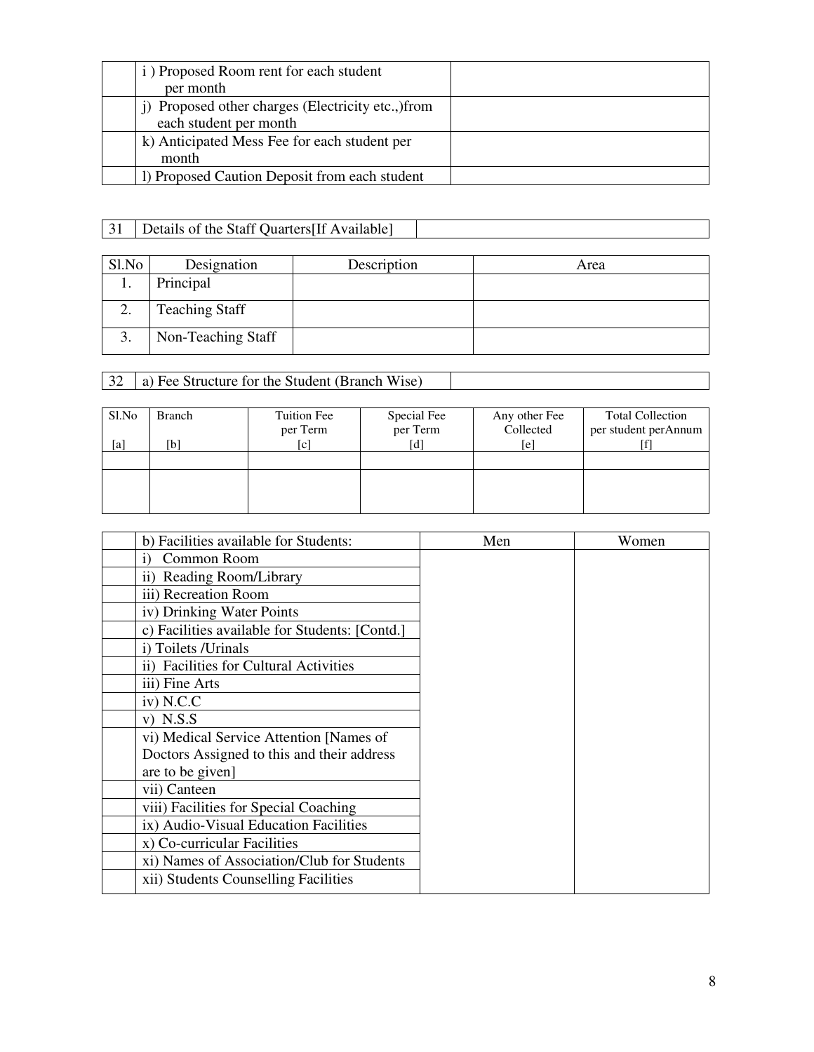|  | i ) Proposed Room rent for each student per month |  |
|---|---|---|
|  | j) Proposed other charges (Electricity etc.,)from each student per month |  |
|  | k) Anticipated Mess Fee for each student per month |  |
|  | l) Proposed Caution Deposit from each student |  |

| 31 | Details of the Staff Quarters[If Available] |  |
|---|---|---|

| Sl.No | Designation | Description | Area |
|---|---|---|---|
| 1. | Principal |  |  |
| 2. | Teaching Staff |  |  |
| 3. | Non-Teaching Staff |  |  |

| 32 | a) Fee Structure for the Student (Branch Wise) |  |
|---|---|---|

| Sl.No [a] | Branch [b] | Tuition Fee per Term [c] | Special Fee per Term [d] | Any other Fee Collected [e] | Total Collection per student perAnnum [f] |
|---|---|---|---|---|---|
|  |  |  |  |  |  |
|  |  |  |  |  |  |

|  | b) Facilities available for Students: | Men | Women |
|---|---|---|---|
|  | i) Common Room |  |  |
|  | ii) Reading Room/Library |  |  |
|  | iii) Recreation Room |  |  |
|  | iv) Drinking Water Points |  |  |
|  | c) Facilities available for Students: [Contd.] |  |  |
|  | i) Toilets /Urinals |  |  |
|  | ii) Facilities for Cultural Activities |  |  |
|  | iii) Fine Arts |  |  |
|  | iv) N.C.C |  |  |
|  | v) N.S.S |  |  |
|  | vi) Medical Service Attention [Names of Doctors Assigned to this and their address are to be given] |  |  |
|  | vii) Canteen |  |  |
|  | viii) Facilities for Special Coaching |  |  |
|  | ix) Audio-Visual Education Facilities |  |  |
|  | x) Co-curricular Facilities |  |  |
|  | xi) Names of Association/Club for Students |  |  |
|  | xii) Students Counselling Facilities |  |  |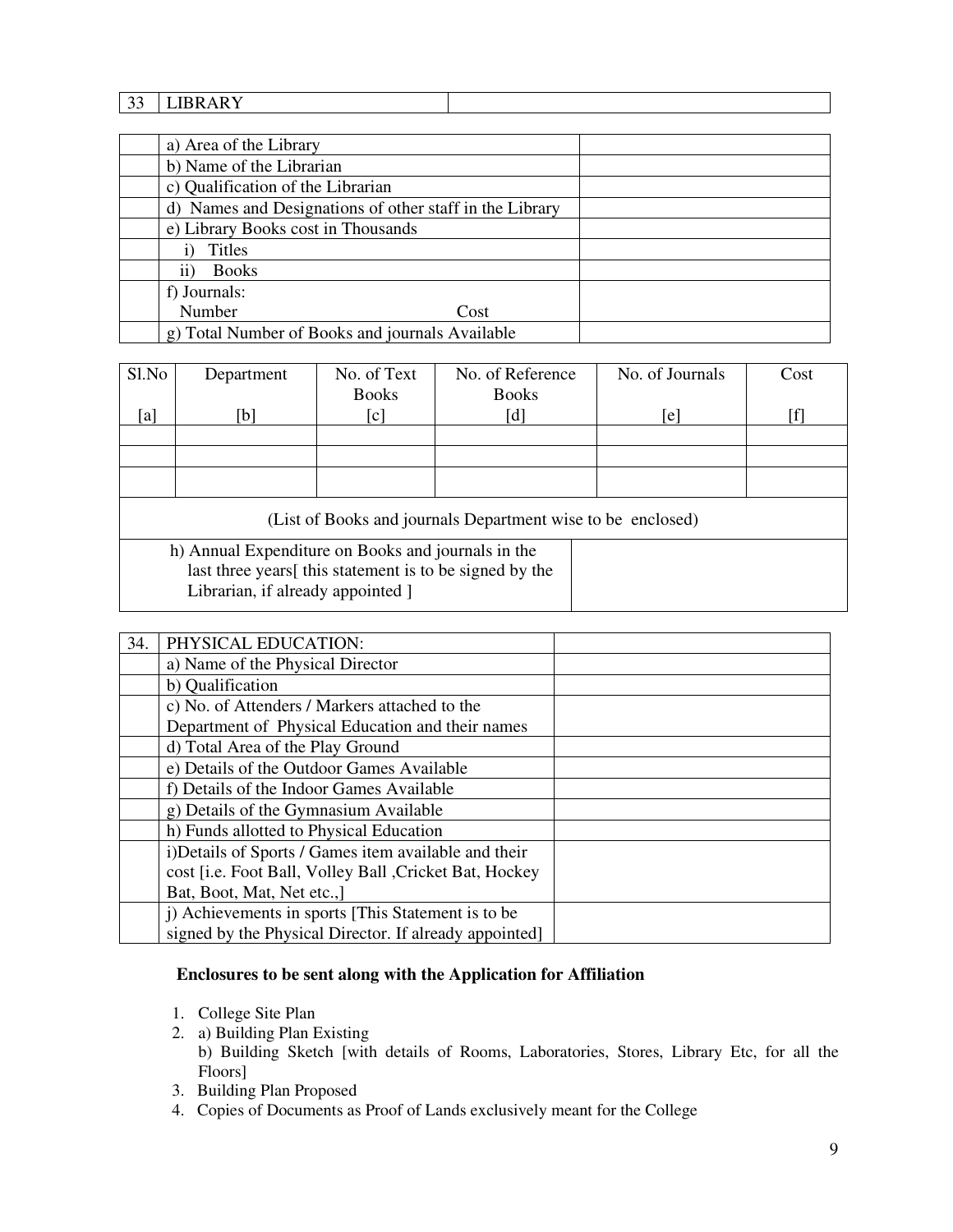| 33 | LIBRARY | |
|---|---|---|

| | | |
|---|---|---|
| | a) Area of the Library | |
| | b) Name of the Librarian | |
| | c) Qualification of the Librarian | |
| | d) Names and Designations of other staff in the Library | |
| | e) Library Books cost in Thousands | |
| | i) Titles | |
| | ii) Books | |
| | f) Journals:<br>Number Cost | |
| | g) Total Number of Books and journals Available | |

| Sl.No<br><br>[a] | Department<br><br>[b] | No. of Text Books<br>[c] | No. of Reference Books<br>[d] | No. of Journals<br><br>[e] | Cost<br><br>[f] |
|---|---|---|---|---|---|
| | | | | | |
| | | | | | |
| | | | | | |
| (List of Books and journals Department wise to be enclosed) | | | | | |
| h) Annual Expenditure on Books and journals in the last three years[ this statement is to be signed by the Librarian, if already appointed ] | | | | | |

| 34. | PHYSICAL EDUCATION: | |
|---|---|---|
| | a) Name of the Physical Director | |
| | b) Qualification | |
| | c) No. of Attenders / Markers attached to the Department of Physical Education and their names | |
| | d) Total Area of the Play Ground | |
| | e) Details of the Outdoor Games Available | |
| | f) Details of the Indoor Games Available | |
| | g) Details of the Gymnasium Available | |
| | h) Funds allotted to Physical Education | |
| | i)Details of Sports / Games item available and their cost [i.e. Foot Ball, Volley Ball ,Cricket Bat, Hockey Bat, Boot, Mat, Net etc.,] | |
| | j) Achievements in sports [This Statement is to be signed by the Physical Director. If already appointed] | |

**Enclosures to be sent along with the Application for Affiliation**

1. College Site Plan
2. a) Building Plan Existing
   b) Building Sketch [with details of Rooms, Laboratories, Stores, Library Etc, for all the Floors]
3. Building Plan Proposed
4. Copies of Documents as Proof of Lands exclusively meant for the College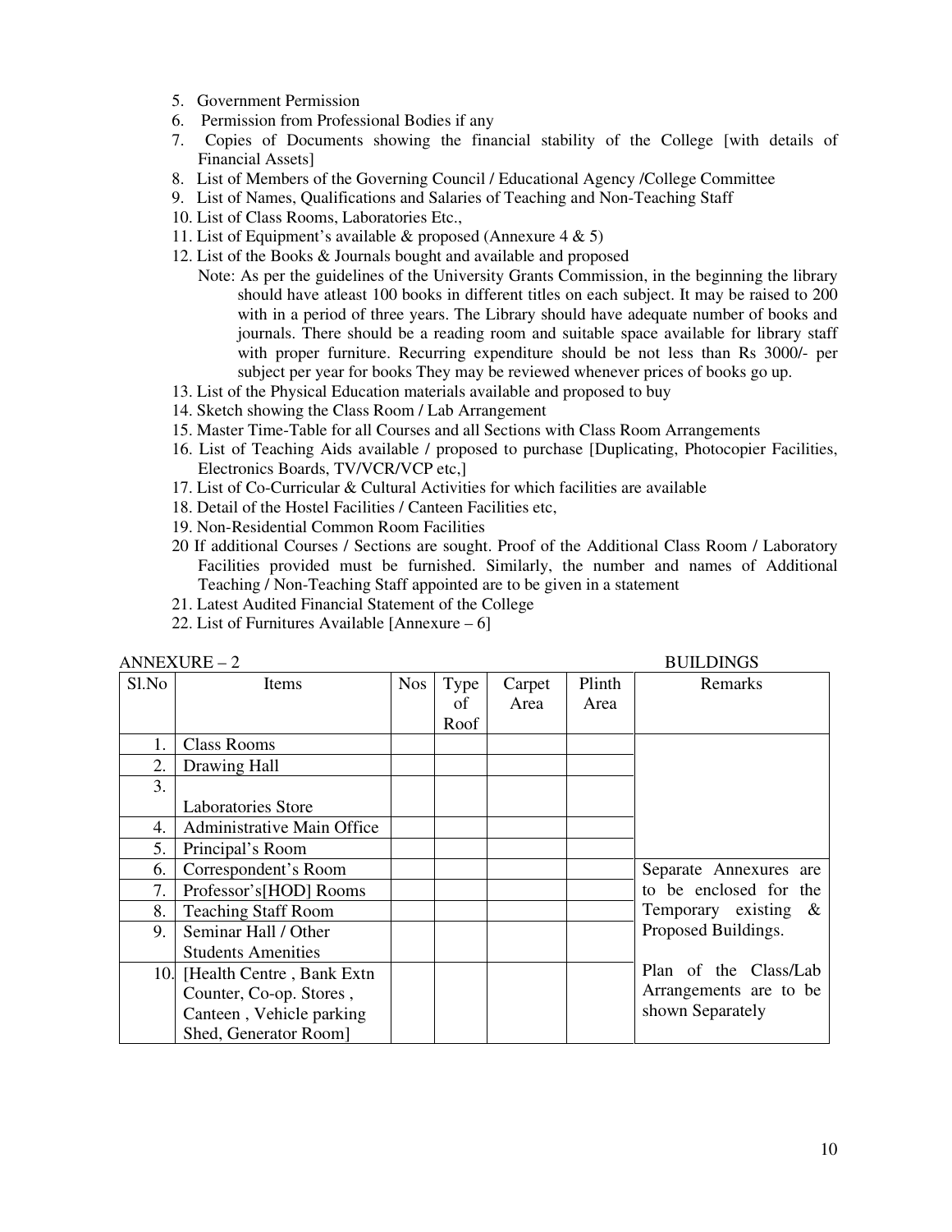5. Government Permission
6. Permission from Professional Bodies if any
7. Copies of Documents showing the financial stability of the College [with details of Financial Assets]
8. List of Members of the Governing Council / Educational Agency /College Committee
9. List of Names, Qualifications and Salaries of Teaching and Non-Teaching Staff
10. List of Class Rooms, Laboratories Etc.,
11. List of Equipment's available & proposed (Annexure 4 & 5)
12. List of the Books & Journals bought and available and proposed

    Note: As per the guidelines of the University Grants Commission, in the beginning the library should have atleast 100 books in different titles on each subject. It may be raised to 200 with in a period of three years. The Library should have adequate number of books and journals. There should be a reading room and suitable space available for library staff with proper furniture. Recurring expenditure should be not less than Rs 3000/- per subject per year for books They may be reviewed whenever prices of books go up.

13. List of the Physical Education materials available and proposed to buy
14. Sketch showing the Class Room / Lab Arrangement
15. Master Time-Table for all Courses and all Sections with Class Room Arrangements
16. List of Teaching Aids available / proposed to purchase [Duplicating, Photocopier Facilities, Electronics Boards, TV/VCR/VCP etc,]
17. List of Co-Curricular & Cultural Activities for which facilities are available
18. Detail of the Hostel Facilities / Canteen Facilities etc,
19. Non-Residential Common Room Facilities
20. If additional Courses / Sections are sought. Proof of the Additional Class Room / Laboratory Facilities provided must be furnished. Similarly, the number and names of Additional Teaching / Non-Teaching Staff appointed are to be given in a statement
21. Latest Audited Financial Statement of the College
22. List of Furnitures Available [Annexure – 6]

ANNEXURE – 2 BUILDINGS

| Sl.No | Items | Nos | Type of Roof | Carpet Area | Plinth Area | Remarks |
|---|---|---|---|---|---|---|
| 1. | Class Rooms | | | | | |
| 2. | Drawing Hall | | | | | |
| 3. | Laboratories Store | | | | | |
| 4. | Administrative Main Office | | | | | |
| 5. | Principal's Room | | | | | |
| 6. | Correspondent's Room | | | | | Separate Annexures are to be enclosed for the Temporary existing & Proposed Buildings. |
| 7. | Professor's[HOD] Rooms | | | | | |
| 8. | Teaching Staff Room | | | | | |
| 9. | Seminar Hall / Other Students Amenities | | | | | |
| 10. | [Health Centre , Bank Extn Counter, Co-op. Stores , Canteen , Vehicle parking Shed, Generator Room] | | | | | Plan of the Class/Lab Arrangements are to be shown Separately |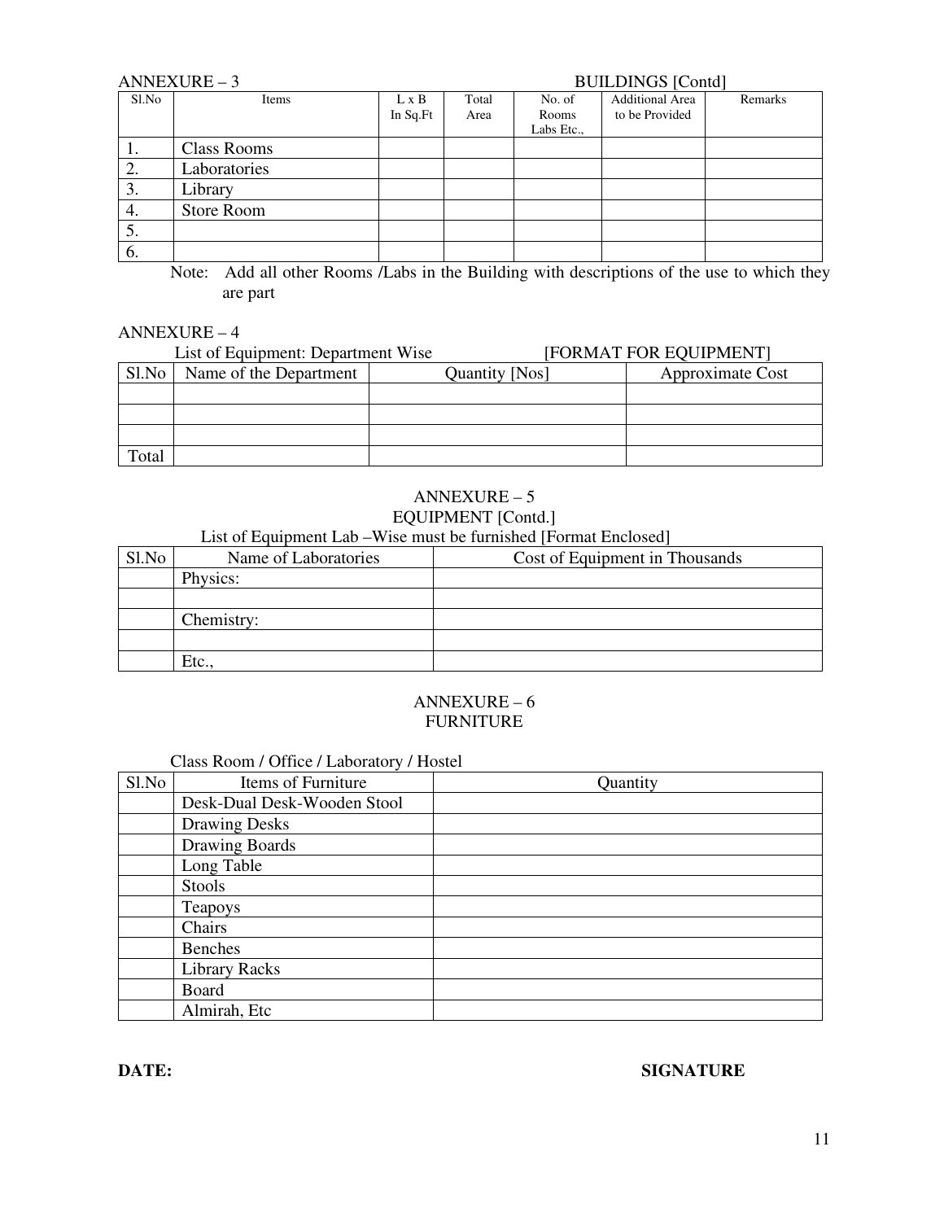ANNEXURE – 3 BUILDINGS [Contd]

| Sl.No | Items | L x B In Sq.Ft | Total Area | No. of Rooms Labs Etc., | Additional Area to be Provided | Remarks |
|---|---|---|---|---|---|---|
| 1. | Class Rooms | | | | | |
| 2. | Laboratories | | | | | |
| 3. | Library | | | | | |
| 4. | Store Room | | | | | |
| 5. | | | | | | |
| 6. | | | | | | |

Note: Add all other Rooms /Labs in the Building with descriptions of the use to which they are part

ANNEXURE – 4

List of Equipment: Department Wise [FORMAT FOR EQUIPMENT]

| Sl.No | Name of the Department | Quantity [Nos] | Approximate Cost |
|---|---|---|---|
| | | | |
| | | | |
| | | | |
| Total | | | |

ANNEXURE – 5

EQUIPMENT [Contd.]

List of Equipment Lab –Wise must be furnished [Format Enclosed]

| Sl.No | Name of Laboratories | Cost of Equipment in Thousands |
|---|---|---|
| | Physics: | |
| | | |
| | Chemistry: | |
| | | |
| | Etc., | |

ANNEXURE – 6

FURNITURE

Class Room / Office / Laboratory / Hostel

| Sl.No | Items of Furniture | Quantity |
|---|---|---|
| | Desk-Dual Desk-Wooden Stool | |
| | Drawing Desks | |
| | Drawing Boards | |
| | Long Table | |
| | Stools | |
| | Teapoys | |
| | Chairs | |
| | Benches | |
| | Library Racks | |
| | Board | |
| | Almirah, Etc | |

**DATE:** **SIGNATURE**